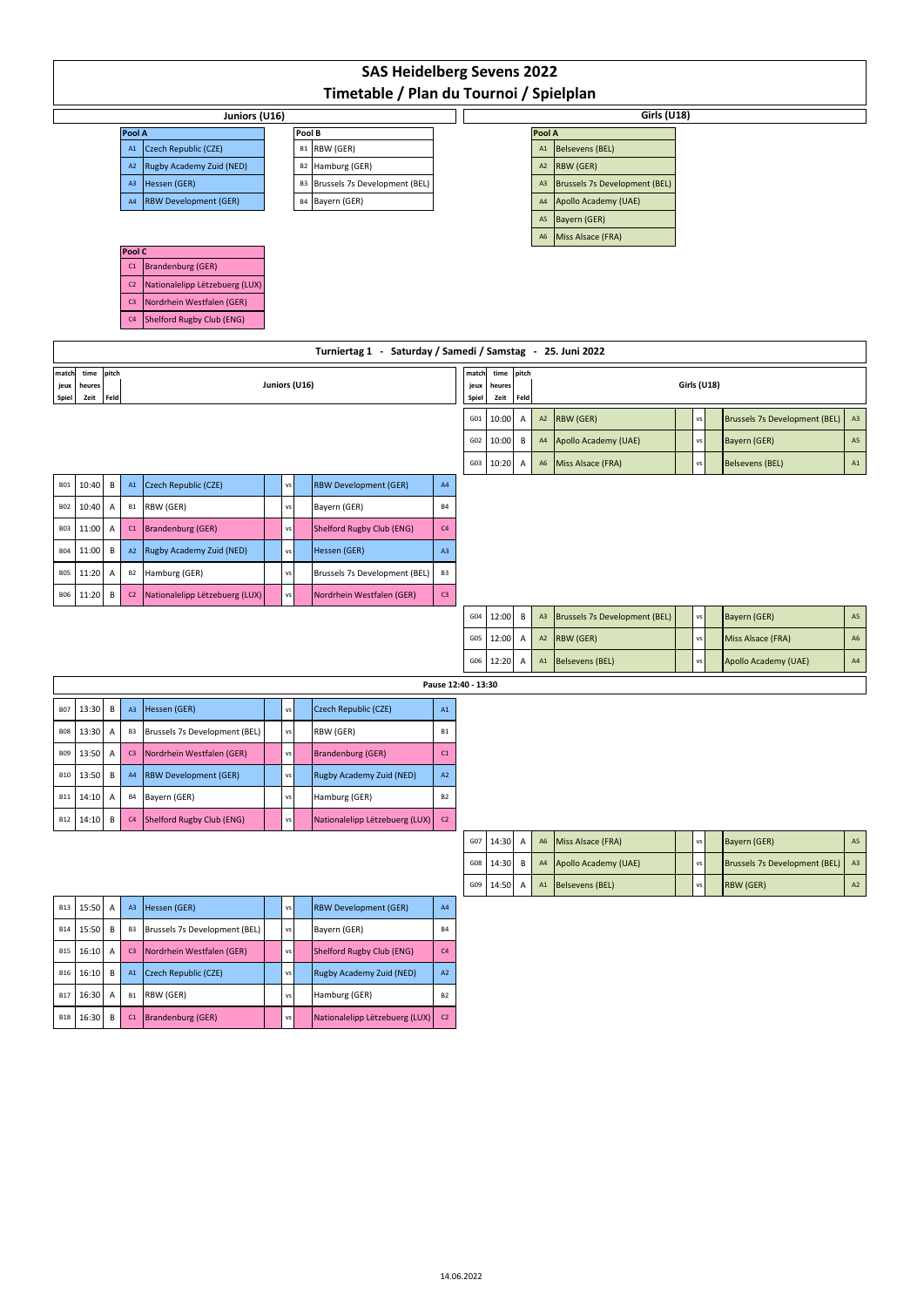# SAS Heidelberg Sevens 2022

## Timetable / Plan du Tournoi / Spielplan

### Juniors (U16)

| Pool A | |
|---|---|
| A1 | Czech Republic (CZE) |
| A2 | Rugby Academy Zuid (NED) |
| A3 | Hessen (GER) |
| A4 | RBW Development (GER) |

| Pool B | |
|---|---|
| B1 | RBW (GER) |
| B2 | Hamburg (GER) |
| B3 | Brussels 7s Development (BEL) |
| B4 | Bayern (GER) |

| Pool C | |
|---|---|
| C1 | Brandenburg (GER) |
| C2 | Nationalelipp Lëtzebuerg (LUX) |
| C3 | Nordrhein Westfalen (GER) |
| C4 | Shelford Rugby Club (ENG) |

### Girls (U18)

| Pool A | |
|---|---|
| A1 | Belsevens (BEL) |
| A2 | RBW (GER) |
| A3 | Brussels 7s Development (BEL) |
| A4 | Apollo Academy (UAE) |
| A5 | Bayern (GER) |
| A6 | Miss Alsace (FRA) |

## Turniertag 1 - Saturday / Samedi / Samstag - 25. Juni 2022

### Girls (U18)

| match / jeux / Spiel | time / heures / Zeit | pitch / Feld | | | | | |
|---|---|---|---|---|---|---|---|
| G01 | 10:00 | A | A2 | RBW (GER) | vs | Brussels 7s Development (BEL) | A3 |
| G02 | 10:00 | B | A4 | Apollo Academy (UAE) | vs | Bayern (GER) | A5 |
| G03 | 10:20 | A | A6 | Miss Alsace (FRA) | vs | Belsevens (BEL) | A1 |

### Juniors (U16)

| match / jeux / Spiel | time / heures / Zeit | pitch / Feld | | | | | |
|---|---|---|---|---|---|---|---|
| B01 | 10:40 | B | A1 | Czech Republic (CZE) | vs | RBW Development (GER) | A4 |
| B02 | 10:40 | A | B1 | RBW (GER) | vs | Bayern (GER) | B4 |
| B03 | 11:00 | A | C1 | Brandenburg (GER) | vs | Shelford Rugby Club (ENG) | C4 |
| B04 | 11:00 | B | A2 | Rugby Academy Zuid (NED) | vs | Hessen (GER) | A3 |
| B05 | 11:20 | A | B2 | Hamburg (GER) | vs | Brussels 7s Development (BEL) | B3 |
| B06 | 11:20 | B | C2 | Nationalelipp Lëtzebuerg (LUX) | vs | Nordrhein Westfalen (GER) | C3 |

### Girls (U18)

| match / jeux / Spiel | time / heures / Zeit | pitch / Feld | | | | | |
|---|---|---|---|---|---|---|---|
| G04 | 12:00 | B | A3 | Brussels 7s Development (BEL) | vs | Bayern (GER) | A5 |
| G05 | 12:00 | A | A2 | RBW (GER) | vs | Miss Alsace (FRA) | A6 |
| G06 | 12:20 | A | A1 | Belsevens (BEL) | vs | Apollo Academy (UAE) | A4 |

**Pause 12:40 - 13:30**

### Juniors (U16)

| match / jeux / Spiel | time / heures / Zeit | pitch / Feld | | | | | |
|---|---|---|---|---|---|---|---|
| B07 | 13:30 | B | A3 | Hessen (GER) | vs | Czech Republic (CZE) | A1 |
| B08 | 13:30 | A | B3 | Brussels 7s Development (BEL) | vs | RBW (GER) | B1 |
| B09 | 13:50 | A | C3 | Nordrhein Westfalen (GER) | vs | Brandenburg (GER) | C1 |
| B10 | 13:50 | B | A4 | RBW Development (GER) | vs | Rugby Academy Zuid (NED) | A2 |
| B11 | 14:10 | A | B4 | Bayern (GER) | vs | Hamburg (GER) | B2 |
| B12 | 14:10 | B | C4 | Shelford Rugby Club (ENG) | vs | Nationalelipp Lëtzebuerg (LUX) | C2 |

### Girls (U18)

| match / jeux / Spiel | time / heures / Zeit | pitch / Feld | | | | | |
|---|---|---|---|---|---|---|---|
| G07 | 14:30 | A | A6 | Miss Alsace (FRA) | vs | Bayern (GER) | A5 |
| G08 | 14:30 | B | A4 | Apollo Academy (UAE) | vs | Brussels 7s Development (BEL) | A3 |
| G09 | 14:50 | A | A1 | Belsevens (BEL) | vs | RBW (GER) | A2 |

### Juniors (U16)

| match / jeux / Spiel | time / heures / Zeit | pitch / Feld | | | | | |
|---|---|---|---|---|---|---|---|
| B13 | 15:50 | A | A3 | Hessen (GER) | vs | RBW Development (GER) | A4 |
| B14 | 15:50 | B | B3 | Brussels 7s Development (BEL) | vs | Bayern (GER) | B4 |
| B15 | 16:10 | A | C3 | Nordrhein Westfalen (GER) | vs | Shelford Rugby Club (ENG) | C4 |
| B16 | 16:10 | B | A1 | Czech Republic (CZE) | vs | Rugby Academy Zuid (NED) | A2 |
| B17 | 16:30 | A | B1 | RBW (GER) | vs | Hamburg (GER) | B2 |
| B18 | 16:30 | B | C1 | Brandenburg (GER) | vs | Nationalelipp Lëtzebuerg (LUX) | C2 |

14.06.2022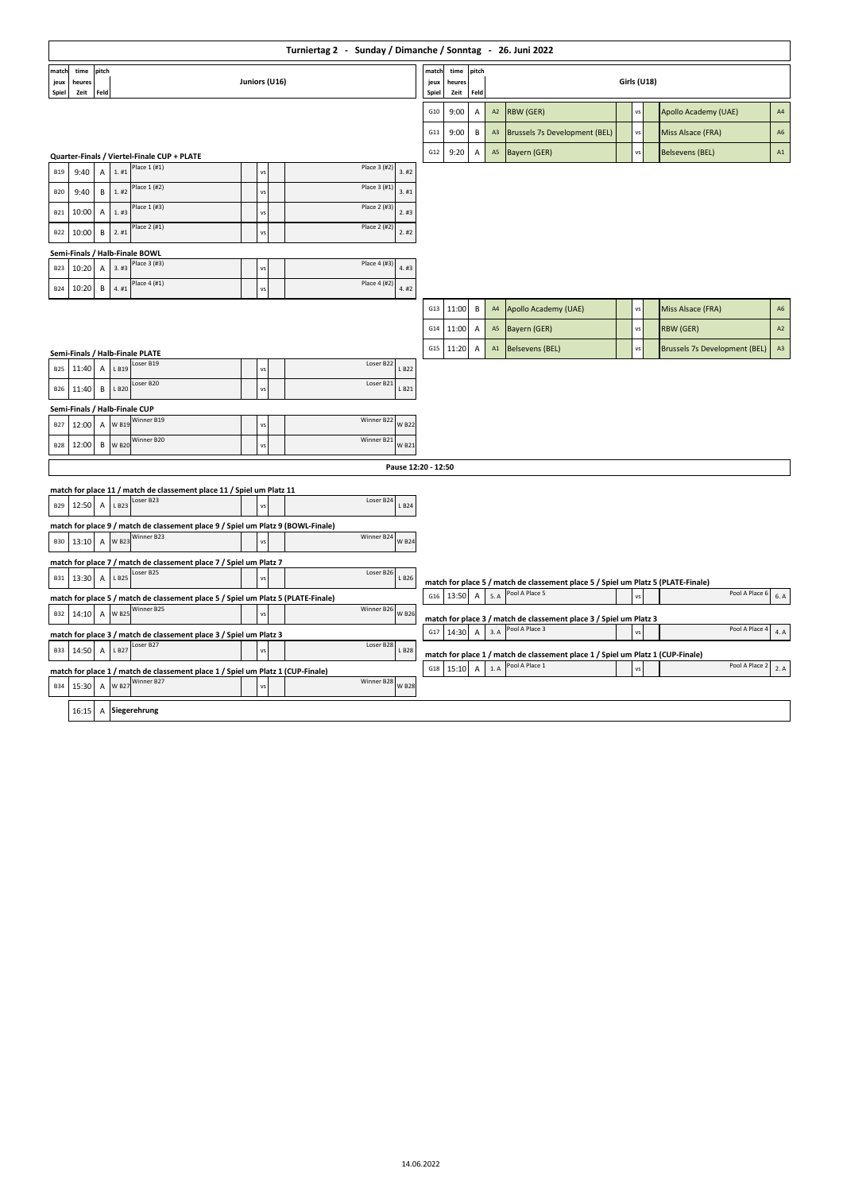# Turniertag 2 - Sunday / Dimanche / Sonntag - 26. Juni 2022

## Juniors (U16)

| match / jeux / Spiel | time / heures / Zeit | pitch / Feld | | | | | | |
|---|---|---|---|---|---|---|---|---|

**Quarter-Finals / Viertel-Finale CUP + PLATE**

| match | time | pitch | | | | | | |
|---|---|---|---|---|---|---|---|---|
| B19 | 9:40 | A | 1. #1 | Place 1 (#1) | vs | Place 3 (#2) | 3. #2 |
| B20 | 9:40 | B | 1. #2 | Place 1 (#2) | vs | Place 3 (#1) | 3. #1 |
| B21 | 10:00 | A | 1. #3 | Place 1 (#3) | vs | Place 2 (#3) | 2. #3 |
| B22 | 10:00 | B | 2. #1 | Place 2 (#1) | vs | Place 2 (#2) | 2. #2 |

**Semi-Finals / Halb-Finale BOWL**

| match | time | pitch | | | | | |
|---|---|---|---|---|---|---|---|
| B23 | 10:20 | A | 3. #3 | Place 3 (#3) | vs | Place 4 (#3) | 4. #3 |
| B24 | 10:20 | B | 4. #1 | Place 4 (#1) | vs | Place 4 (#2) | 4. #2 |

**Semi-Finals / Halb-Finale PLATE**

| match | time | pitch | | | | | |
|---|---|---|---|---|---|---|---|
| B25 | 11:40 | A | L B19 | Loser B19 | vs | Loser B22 | L B22 |
| B26 | 11:40 | B | L B20 | Loser B20 | vs | Loser B21 | L B21 |

**Semi-Finals / Halb-Finale CUP**

| match | time | pitch | | | | | |
|---|---|---|---|---|---|---|---|
| B27 | 12:00 | A | W B19 | Winner B19 | vs | Winner B22 | W B22 |
| B28 | 12:00 | B | W B20 | Winner B20 | vs | Winner B21 | W B21 |

**Pause 12:20 - 12:50**

**match for place 11 / match de classement place 11 / Spiel um Platz 11**

| match | time | pitch | | | | | |
|---|---|---|---|---|---|---|---|
| B29 | 12:50 | A | L B23 | Loser B23 | vs | Loser B24 | L B24 |

**match for place 9 / match de classement place 9 / Spiel um Platz 9 (BOWL-Finale)**

| match | time | pitch | | | | | |
|---|---|---|---|---|---|---|---|
| B30 | 13:10 | A | W B23 | Winner B23 | vs | Winner B24 | W B24 |

**match for place 7 / match de classement place 7 / Spiel um Platz 7**

| match | time | pitch | | | | | |
|---|---|---|---|---|---|---|---|
| B31 | 13:30 | A | L B25 | Loser B25 | vs | Loser B26 | L B26 |

**match for place 5 / match de classement place 5 / Spiel um Platz 5 (PLATE-Finale)**

| match | time | pitch | | | | | |
|---|---|---|---|---|---|---|---|
| B32 | 14:10 | A | W B25 | Winner B25 | vs | Winner B26 | W B26 |

**match for place 3 / match de classement place 3 / Spiel um Platz 3**

| match | time | pitch | | | | | |
|---|---|---|---|---|---|---|---|
| B33 | 14:50 | A | L B27 | Loser B27 | vs | Loser B28 | L B28 |

**match for place 1 / match de classement place 1 / Spiel um Platz 1 (CUP-Finale)**

| match | time | pitch | | | | | |
|---|---|---|---|---|---|---|---|
| B34 | 15:30 | A | W B27 | Winner B27 | vs | Winner B28 | W B28 |

| | time | pitch | |
|---|---|---|---|
| | 16:15 | A | **Siegerehrung** |

## Girls (U18)

| match / jeux / Spiel | time / heures / Zeit | pitch / Feld | | | | | |
|---|---|---|---|---|---|---|---|
| G10 | 9:00 | A | A2 | RBW (GER) | vs | Apollo Academy (UAE) | A4 |
| G11 | 9:00 | B | A3 | Brussels 7s Development (BEL) | vs | Miss Alsace (FRA) | A6 |
| G12 | 9:20 | A | A5 | Bayern (GER) | vs | Belsevens (BEL) | A1 |
| G13 | 11:00 | B | A4 | Apollo Academy (UAE) | vs | Miss Alsace (FRA) | A6 |
| G14 | 11:00 | A | A5 | Bayern (GER) | vs | RBW (GER) | A2 |
| G15 | 11:20 | A | A1 | Belsevens (BEL) | vs | Brussels 7s Development (BEL) | A3 |

**match for place 5 / match de classement place 5 / Spiel um Platz 5 (PLATE-Finale)**

| match | time | pitch | | | | | |
|---|---|---|---|---|---|---|---|
| G16 | 13:50 | A | 5. A | Pool A Place 5 | vs | Pool A Place 6 | 6. A |

**match for place 3 / match de classement place 3 / Spiel um Platz 3**

| match | time | pitch | | | | | |
|---|---|---|---|---|---|---|---|
| G17 | 14:30 | A | 3. A | Pool A Place 3 | vs | Pool A Place 4 | 4. A |

**match for place 1 / match de classement place 1 / Spiel um Platz 1 (CUP-Finale)**

| match | time | pitch | | | | | |
|---|---|---|---|---|---|---|---|
| G18 | 15:10 | A | 1. A | Pool A Place 1 | vs | Pool A Place 2 | 2. A |

14.06.2022